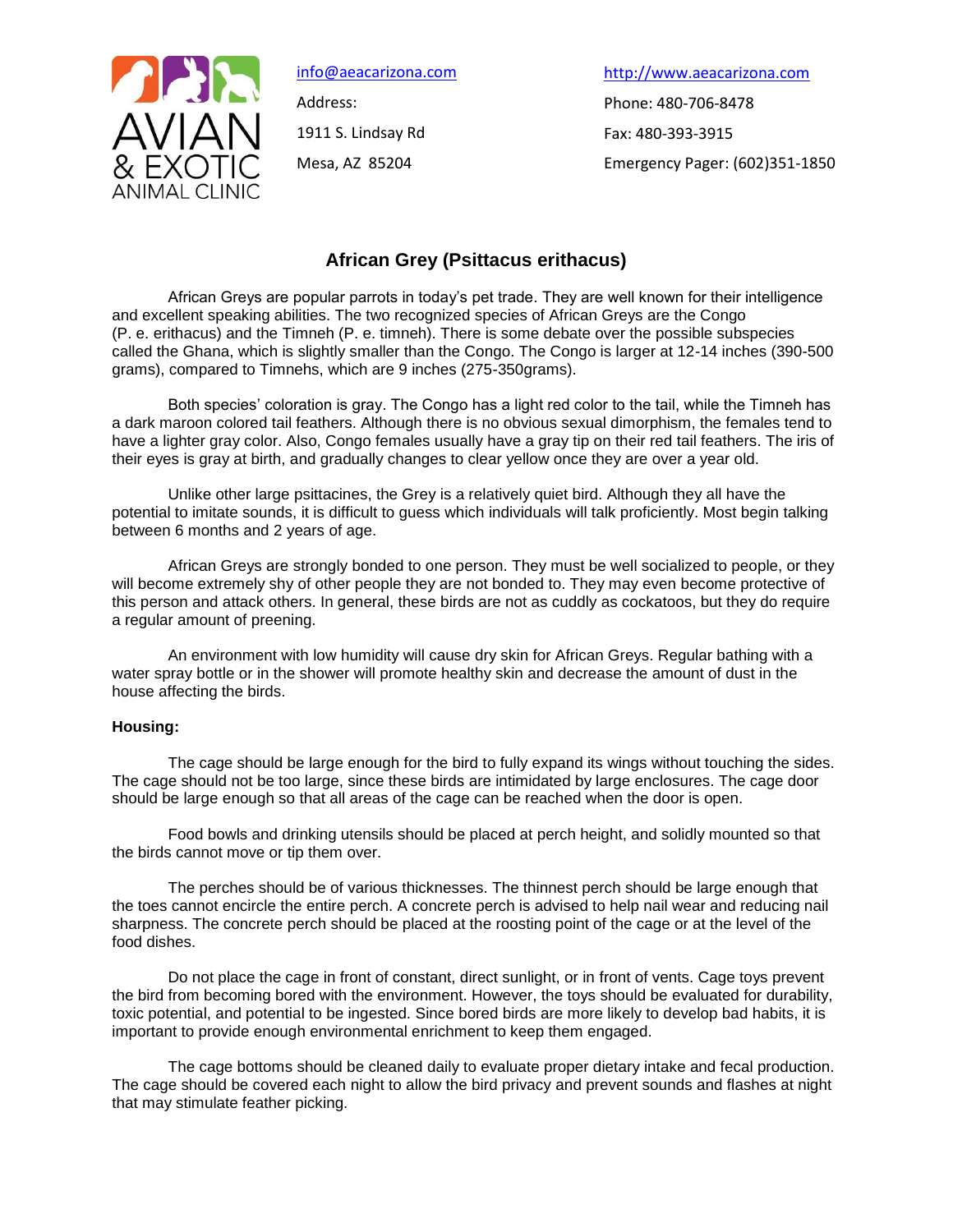AVIAN & EXOTIC ANIMAL CLINIC

info@aeacarizona.com

Address:

1911 S. Lindsay Rd

Mesa, AZ 85204

http://www.aeacarizona.com

Phone: 480-706-8478

Fax: 480-393-3915

Emergency Pager: (602)351-1850

# African Grey (Psittacus erithacus)

African Greys are popular parrots in today's pet trade. They are well known for their intelligence and excellent speaking abilities. The two recognized species of African Greys are the Congo (P. e. erithacus) and the Timneh (P. e. timneh). There is some debate over the possible subspecies called the Ghana, which is slightly smaller than the Congo. The Congo is larger at 12-14 inches (390-500 grams), compared to Timnehs, which are 9 inches (275-350grams).

Both species' coloration is gray. The Congo has a light red color to the tail, while the Timneh has a dark maroon colored tail feathers. Although there is no obvious sexual dimorphism, the females tend to have a lighter gray color. Also, Congo females usually have a gray tip on their red tail feathers. The iris of their eyes is gray at birth, and gradually changes to clear yellow once they are over a year old.

Unlike other large psittacines, the Grey is a relatively quiet bird. Although they all have the potential to imitate sounds, it is difficult to guess which individuals will talk proficiently. Most begin talking between 6 months and 2 years of age.

African Greys are strongly bonded to one person. They must be well socialized to people, or they will become extremely shy of other people they are not bonded to. They may even become protective of this person and attack others. In general, these birds are not as cuddly as cockatoos, but they do require a regular amount of preening.

An environment with low humidity will cause dry skin for African Greys. Regular bathing with a water spray bottle or in the shower will promote healthy skin and decrease the amount of dust in the house affecting the birds.

**Housing:**

The cage should be large enough for the bird to fully expand its wings without touching the sides. The cage should not be too large, since these birds are intimidated by large enclosures. The cage door should be large enough so that all areas of the cage can be reached when the door is open.

Food bowls and drinking utensils should be placed at perch height, and solidly mounted so that the birds cannot move or tip them over.

The perches should be of various thicknesses. The thinnest perch should be large enough that the toes cannot encircle the entire perch. A concrete perch is advised to help nail wear and reducing nail sharpness. The concrete perch should be placed at the roosting point of the cage or at the level of the food dishes.

Do not place the cage in front of constant, direct sunlight, or in front of vents. Cage toys prevent the bird from becoming bored with the environment. However, the toys should be evaluated for durability, toxic potential, and potential to be ingested. Since bored birds are more likely to develop bad habits, it is important to provide enough environmental enrichment to keep them engaged.

The cage bottoms should be cleaned daily to evaluate proper dietary intake and fecal production. The cage should be covered each night to allow the bird privacy and prevent sounds and flashes at night that may stimulate feather picking.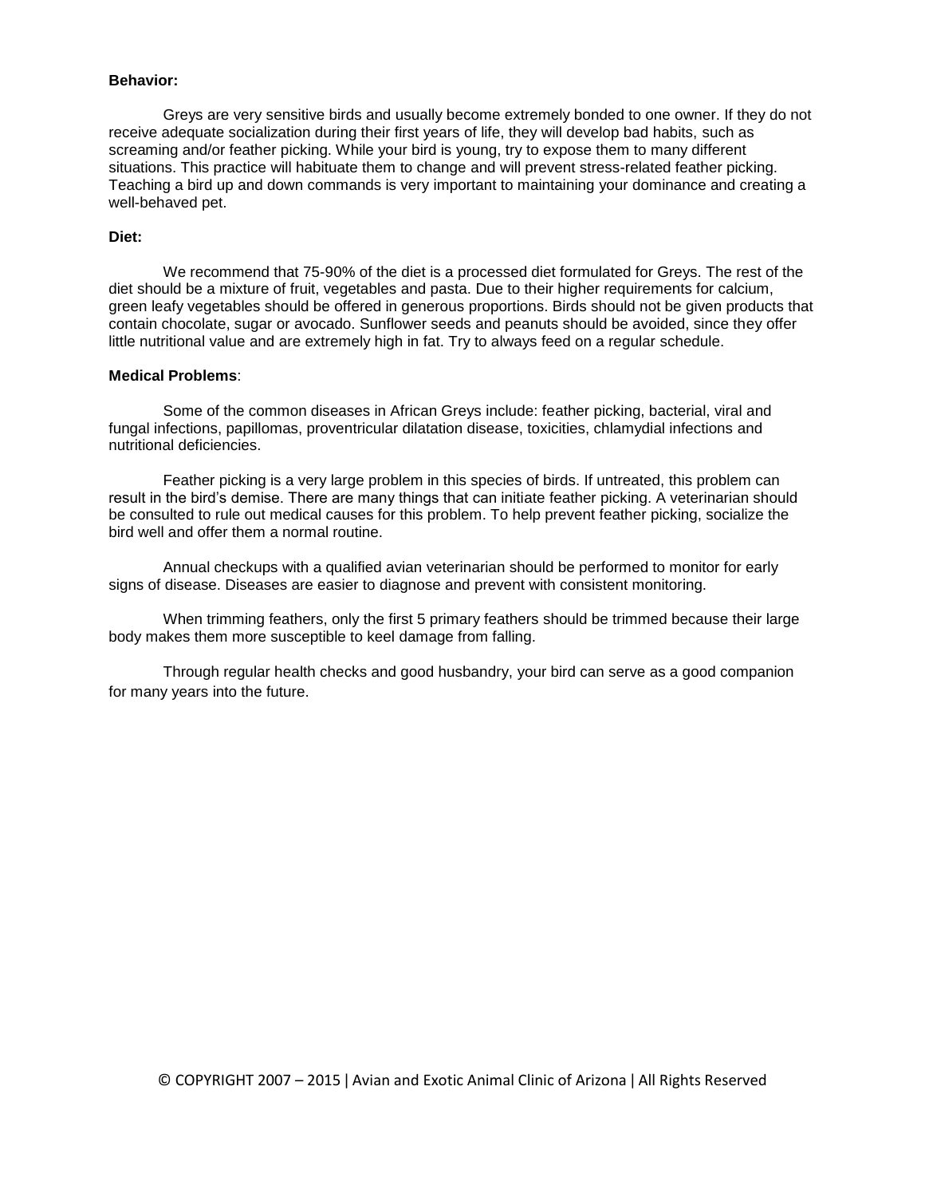**Behavior:**

Greys are very sensitive birds and usually become extremely bonded to one owner. If they do not receive adequate socialization during their first years of life, they will develop bad habits, such as screaming and/or feather picking. While your bird is young, try to expose them to many different situations. This practice will habituate them to change and will prevent stress-related feather picking. Teaching a bird up and down commands is very important to maintaining your dominance and creating a well-behaved pet.

**Diet:**

We recommend that 75-90% of the diet is a processed diet formulated for Greys. The rest of the diet should be a mixture of fruit, vegetables and pasta. Due to their higher requirements for calcium, green leafy vegetables should be offered in generous proportions. Birds should not be given products that contain chocolate, sugar or avocado. Sunflower seeds and peanuts should be avoided, since they offer little nutritional value and are extremely high in fat. Try to always feed on a regular schedule.

**Medical Problems**:

Some of the common diseases in African Greys include: feather picking, bacterial, viral and fungal infections, papillomas, proventricular dilatation disease, toxicities, chlamydial infections and nutritional deficiencies.

Feather picking is a very large problem in this species of birds. If untreated, this problem can result in the bird's demise. There are many things that can initiate feather picking. A veterinarian should be consulted to rule out medical causes for this problem. To help prevent feather picking, socialize the bird well and offer them a normal routine.

Annual checkups with a qualified avian veterinarian should be performed to monitor for early signs of disease. Diseases are easier to diagnose and prevent with consistent monitoring.

When trimming feathers, only the first 5 primary feathers should be trimmed because their large body makes them more susceptible to keel damage from falling.

Through regular health checks and good husbandry, your bird can serve as a good companion for many years into the future.

© COPYRIGHT 2007 – 2015 | Avian and Exotic Animal Clinic of Arizona | All Rights Reserved